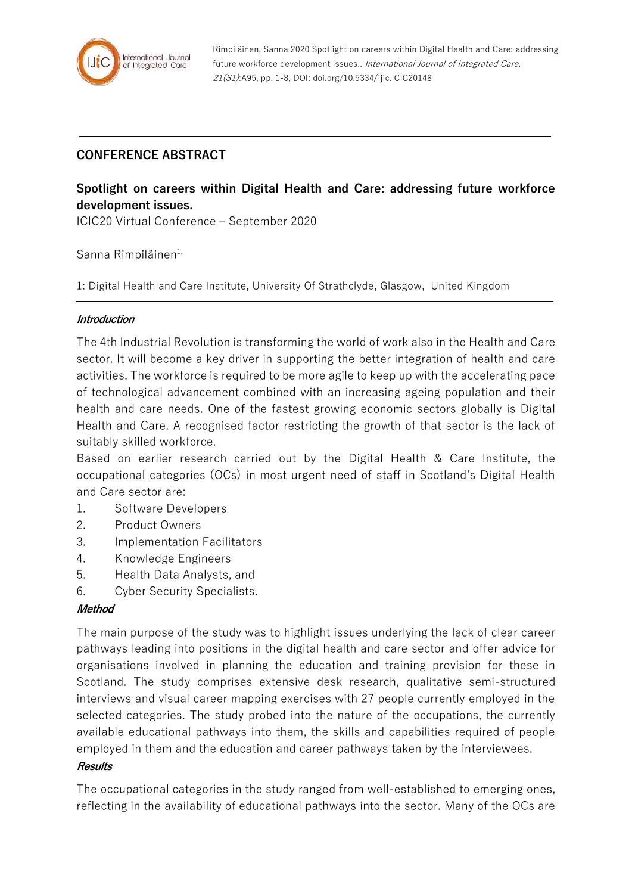Rimpiläinen, Sanna 2020 Spotlight on careers within Digital Health and Care: addressing future workforce development issues.. *International Journal of Integrated Care, 21(S1)*:A95, pp. 1-8, DOI: doi.org/10.5334/ijic.ICIC20148

## CONFERENCE ABSTRACT

# Spotlight on careers within Digital Health and Care: addressing future workforce development issues.

ICIC20 Virtual Conference – September 2020

Sanna Rimpiläinen[1,]

1: Digital Health and Care Institute, University Of Strathclyde, Glasgow, United Kingdom

### *Introduction*

The 4th Industrial Revolution is transforming the world of work also in the Health and Care sector. It will become a key driver in supporting the better integration of health and care activities. The workforce is required to be more agile to keep up with the accelerating pace of technological advancement combined with an increasing ageing population and their health and care needs. One of the fastest growing economic sectors globally is Digital Health and Care. A recognised factor restricting the growth of that sector is the lack of suitably skilled workforce.

Based on earlier research carried out by the Digital Health & Care Institute, the occupational categories (OCs) in most urgent need of staff in Scotland's Digital Health and Care sector are:

1. Software Developers
2. Product Owners
3. Implementation Facilitators
4. Knowledge Engineers
5. Health Data Analysts, and
6. Cyber Security Specialists.

### *Method*

The main purpose of the study was to highlight issues underlying the lack of clear career pathways leading into positions in the digital health and care sector and offer advice for organisations involved in planning the education and training provision for these in Scotland. The study comprises extensive desk research, qualitative semi-structured interviews and visual career mapping exercises with 27 people currently employed in the selected categories. The study probed into the nature of the occupations, the currently available educational pathways into them, the skills and capabilities required of people employed in them and the education and career pathways taken by the interviewees.

### *Results*

The occupational categories in the study ranged from well-established to emerging ones, reflecting in the availability of educational pathways into the sector. Many of the OCs are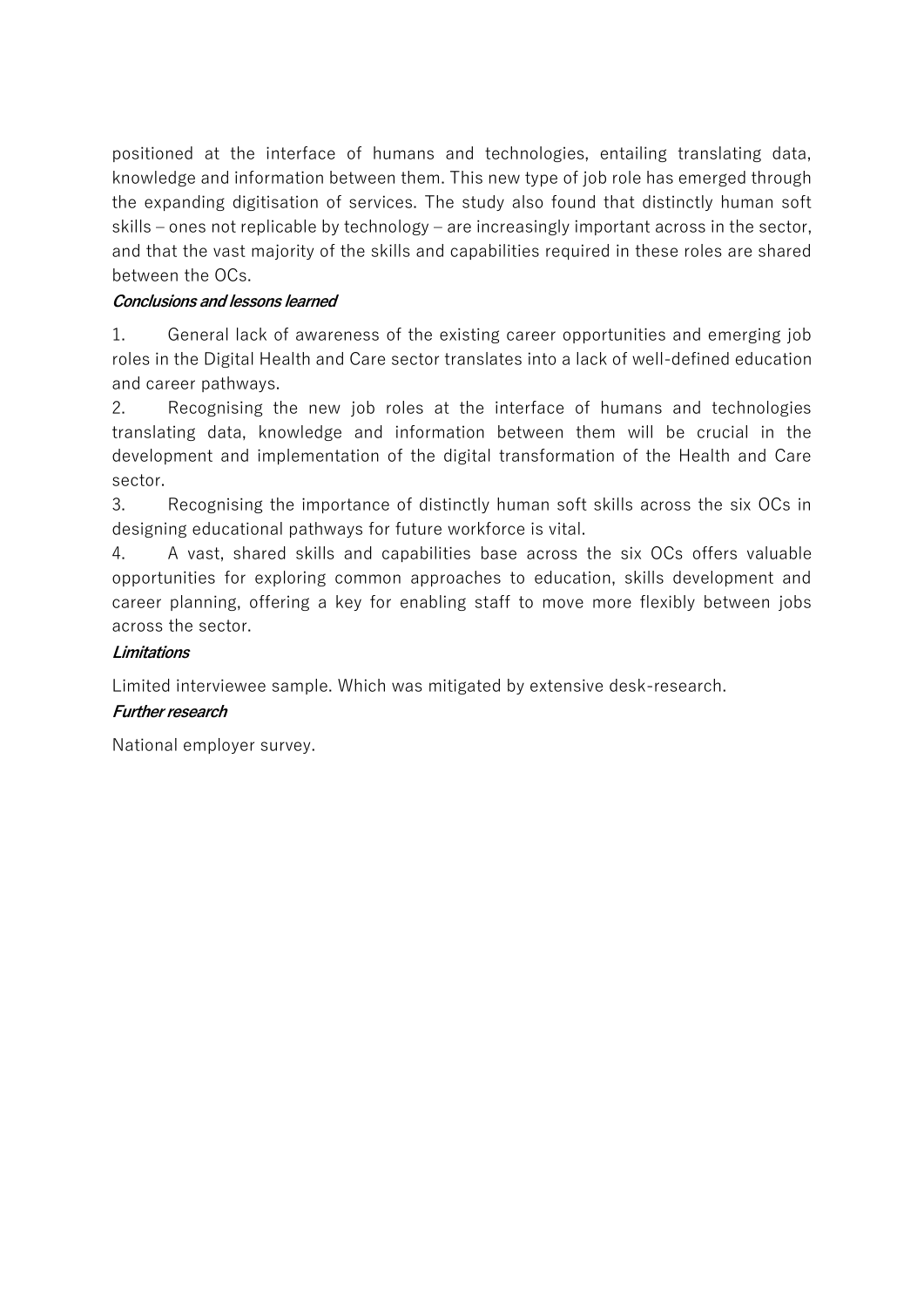positioned at the interface of humans and technologies, entailing translating data, knowledge and information between them. This new type of job role has emerged through the expanding digitisation of services. The study also found that distinctly human soft skills – ones not replicable by technology – are increasingly important across in the sector, and that the vast majority of the skills and capabilities required in these roles are shared between the OCs.

***Conclusions and lessons learned***

1. General lack of awareness of the existing career opportunities and emerging job roles in the Digital Health and Care sector translates into a lack of well-defined education and career pathways.
2. Recognising the new job roles at the interface of humans and technologies translating data, knowledge and information between them will be crucial in the development and implementation of the digital transformation of the Health and Care sector.
3. Recognising the importance of distinctly human soft skills across the six OCs in designing educational pathways for future workforce is vital.
4. A vast, shared skills and capabilities base across the six OCs offers valuable opportunities for exploring common approaches to education, skills development and career planning, offering a key for enabling staff to move more flexibly between jobs across the sector.

***Limitations***

Limited interviewee sample. Which was mitigated by extensive desk-research.

***Further research***

National employer survey.